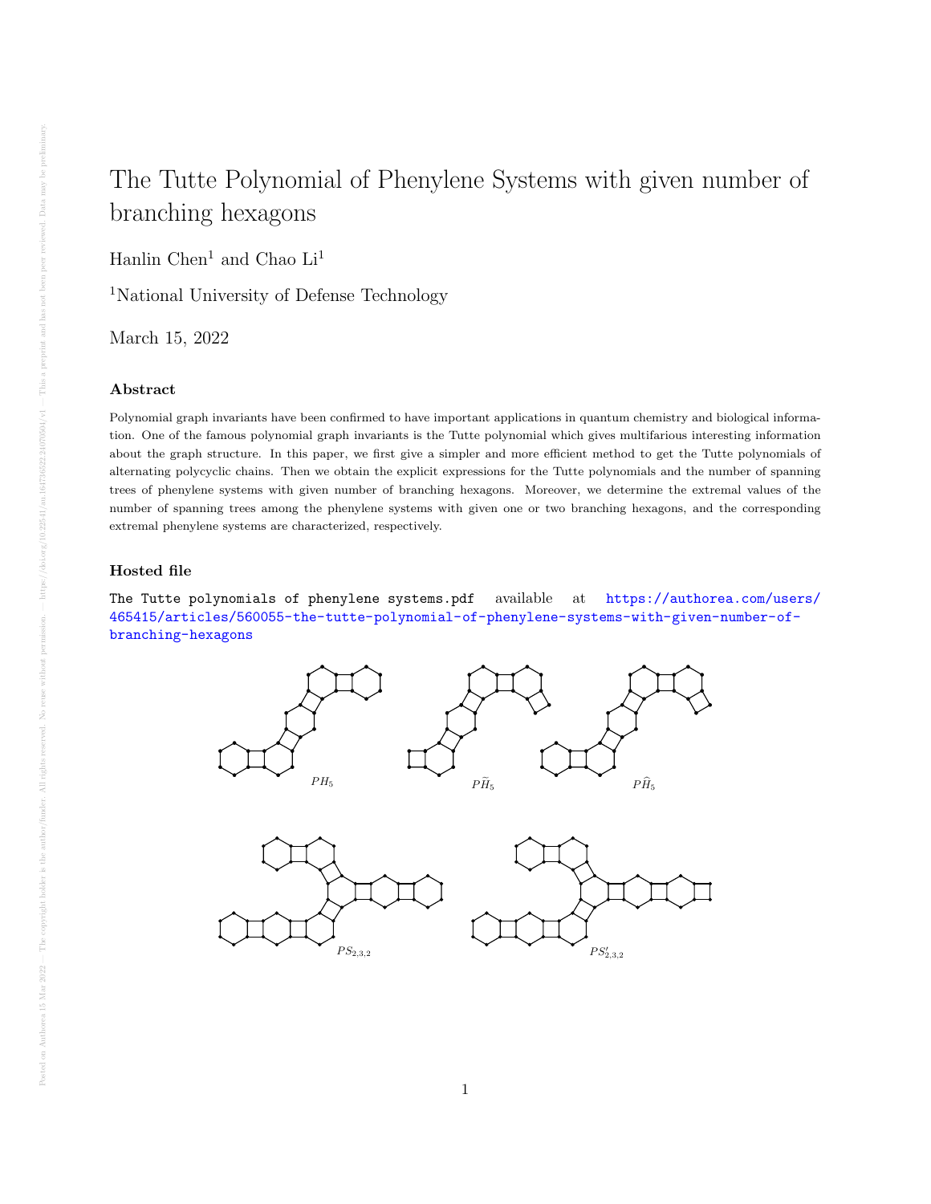# The Tutte Polynomial of Phenylene Systems with given number of branching hexagons

Hanlin Chen[1] and Chao Li[1]

[1]National University of Defense Technology

March 15, 2022

### Abstract

Polynomial graph invariants have been confirmed to have important applications in quantum chemistry and biological information. One of the famous polynomial graph invariants is the Tutte polynomial which gives multifarious interesting information about the graph structure. In this paper, we first give a simpler and more efficient method to get the Tutte polynomials of alternating polycyclic chains. Then we obtain the explicit expressions for the Tutte polynomials and the number of spanning trees of phenylene systems with given number of branching hexagons. Moreover, we determine the extremal values of the number of spanning trees among the phenylene systems with given one or two branching hexagons, and the corresponding extremal phenylene systems are characterized, respectively.

### Hosted file

`The Tutte polynomials of phenylene systems.pdf` available at https://authorea.com/users/465415/articles/560055-the-tutte-polynomial-of-phenylene-systems-with-given-number-of-branching-hexagons

$PH_5$ $P\widetilde{H}_5$ $P\widehat{H}_5$

$PS_{2,3,2}$ $PS'_{2,3,2}$